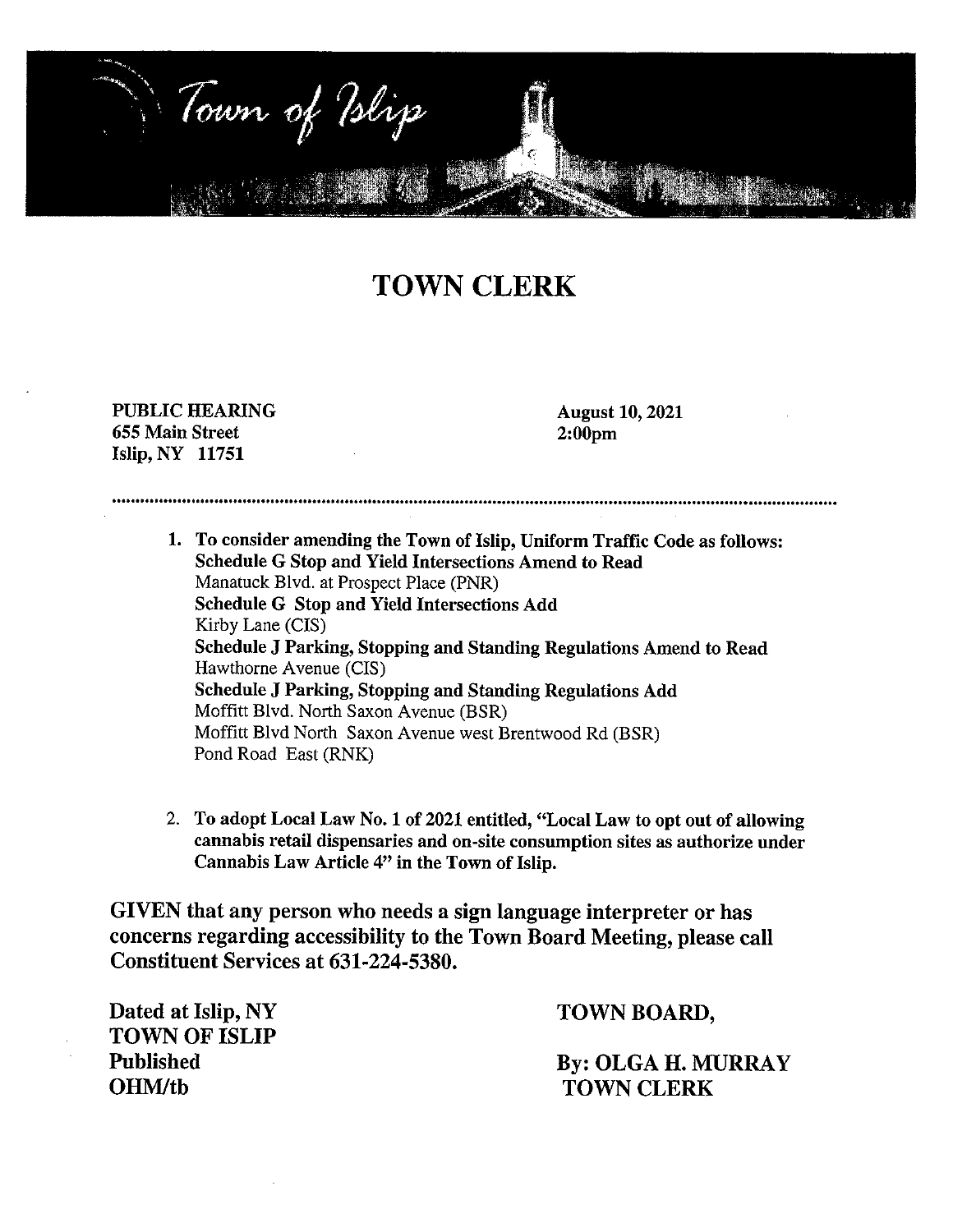Town of Islip

# TOWN CLERK

**PUBLIC HEARING**
**655 Main Street**
**Islip, NY 11751**

**August 10, 2021**
**2:00pm**

---

1. **To consider amending the Town of Islip, Uniform Traffic Code as follows:**
   **Schedule G Stop and Yield Intersections Amend to Read**
   Manatuck Blvd. at Prospect Place (PNR)
   **Schedule G Stop and Yield Intersections Add**
   Kirby Lane (CIS)
   **Schedule J Parking, Stopping and Standing Regulations Amend to Read**
   Hawthorne Avenue (CIS)
   **Schedule J Parking, Stopping and Standing Regulations Add**
   Moffitt Blvd. North Saxon Avenue (BSR)
   Moffitt Blvd North Saxon Avenue west Brentwood Rd (BSR)
   Pond Road East (RNK)

2. **To adopt Local Law No. 1 of 2021 entitled, "Local Law to opt out of allowing cannabis retail dispensaries and on-site consumption sites as authorize under Cannabis Law Article 4" in the Town of Islip.**

**GIVEN that any person who needs a sign language interpreter or has concerns regarding accessibility to the Town Board Meeting, please call Constituent Services at 631-224-5380.**

**Dated at Islip, NY**
**TOWN OF ISLIP**
**Published**
**OHM/tb**

**TOWN BOARD,**

**By: OLGA H. MURRAY**
**TOWN CLERK**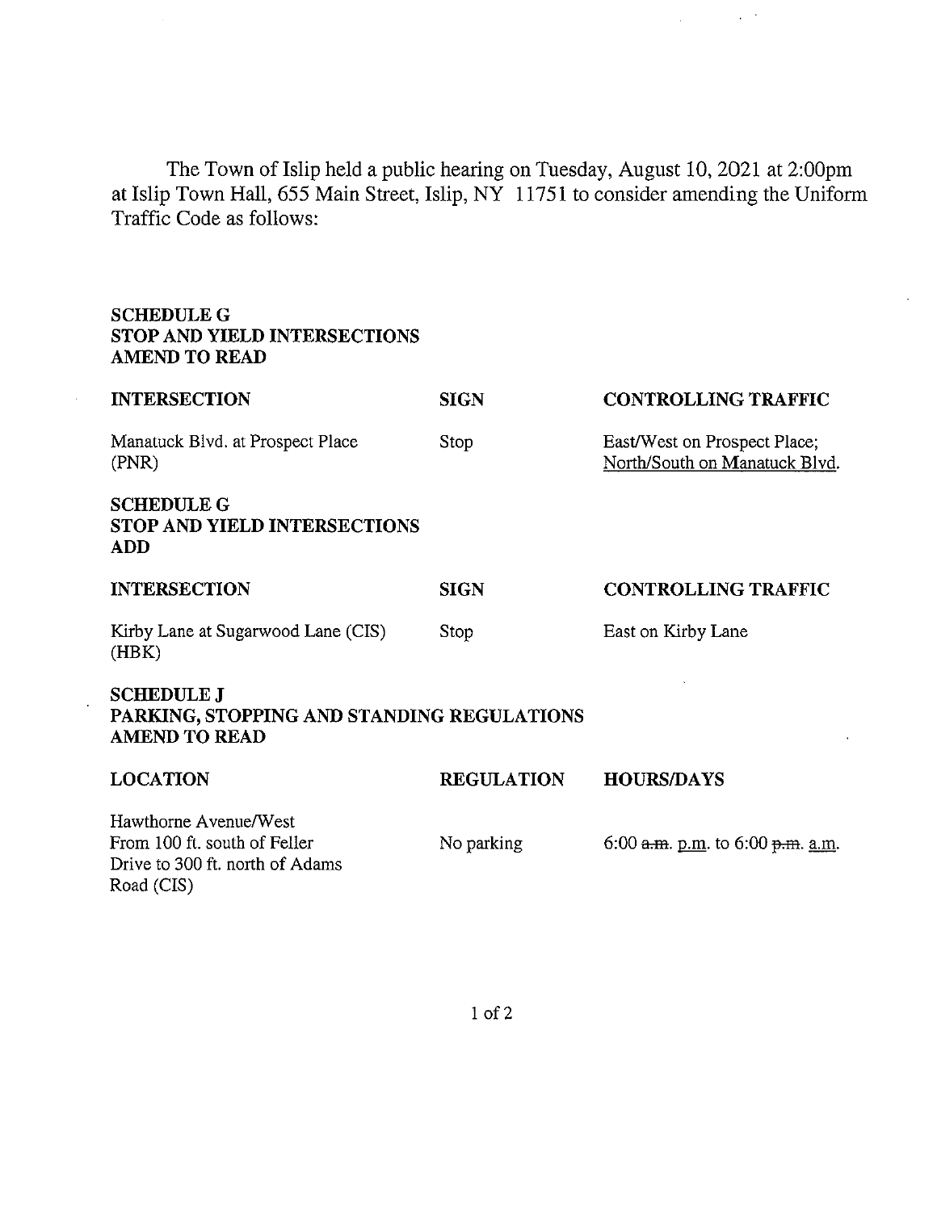The Town of Islip held a public hearing on Tuesday, August 10, 2021 at 2:00pm at Islip Town Hall, 655 Main Street, Islip, NY 11751 to consider amending the Uniform Traffic Code as follows:

**SCHEDULE G**
**STOP AND YIELD INTERSECTIONS**
**AMEND TO READ**

| INTERSECTION | SIGN | CONTROLLING TRAFFIC |
|---|---|---|
| Manatuck Blvd. at Prospect Place (PNR) | Stop | East/West on Prospect Place; <u>North/South on Manatuck Blvd.</u> |

**SCHEDULE G**
**STOP AND YIELD INTERSECTIONS**
**ADD**

| INTERSECTION | SIGN | CONTROLLING TRAFFIC |
|---|---|---|
| Kirby Lane at Sugarwood Lane (CIS) (HBK) | Stop | East on Kirby Lane |

**SCHEDULE J**
**PARKING, STOPPING AND STANDING REGULATIONS**
**AMEND TO READ**

| LOCATION | REGULATION | HOURS/DAYS |
|---|---|---|
| Hawthorne Avenue/West From 100 ft. south of Feller Drive to 300 ft. north of Adams Road (CIS) | No parking | 6:00 ~~a.m.~~ <u>p.m.</u> to 6:00 ~~p.m.~~ <u>a.m.</u> |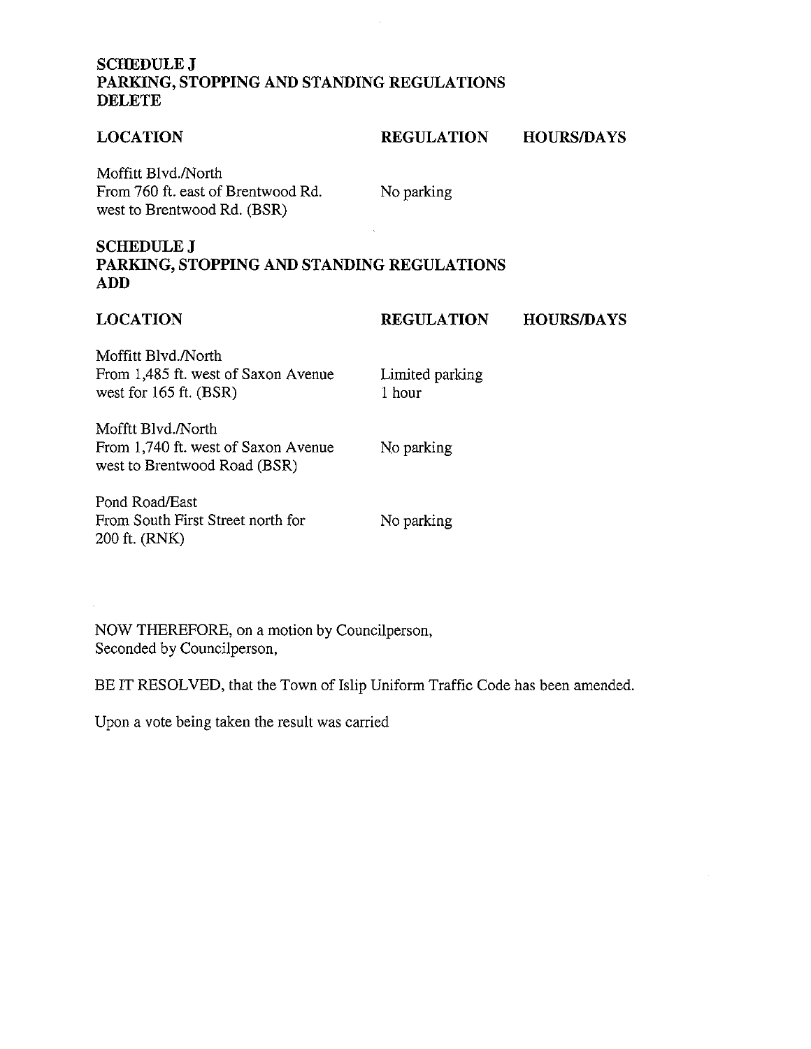**SCHEDULE J**
**PARKING, STOPPING AND STANDING REGULATIONS**
**DELETE**

| LOCATION | REGULATION | HOURS/DAYS |
|---|---|---|
| Moffitt Blvd./North From 760 ft. east of Brentwood Rd. west to Brentwood Rd. (BSR) | No parking | |

**SCHEDULE J**
**PARKING, STOPPING AND STANDING REGULATIONS**
**ADD**

| LOCATION | REGULATION | HOURS/DAYS |
|---|---|---|
| Moffitt Blvd./North From 1,485 ft. west of Saxon Avenue west for 165 ft. (BSR) | Limited parking 1 hour | |
| Mofftt Blvd./North From 1,740 ft. west of Saxon Avenue west to Brentwood Road (BSR) | No parking | |
| Pond Road/East From South First Street north for 200 ft. (RNK) | No parking | |

NOW THEREFORE, on a motion by Councilperson,
Seconded by Councilperson,

BE IT RESOLVED, that the Town of Islip Uniform Traffic Code has been amended.

Upon a vote being taken the result was carried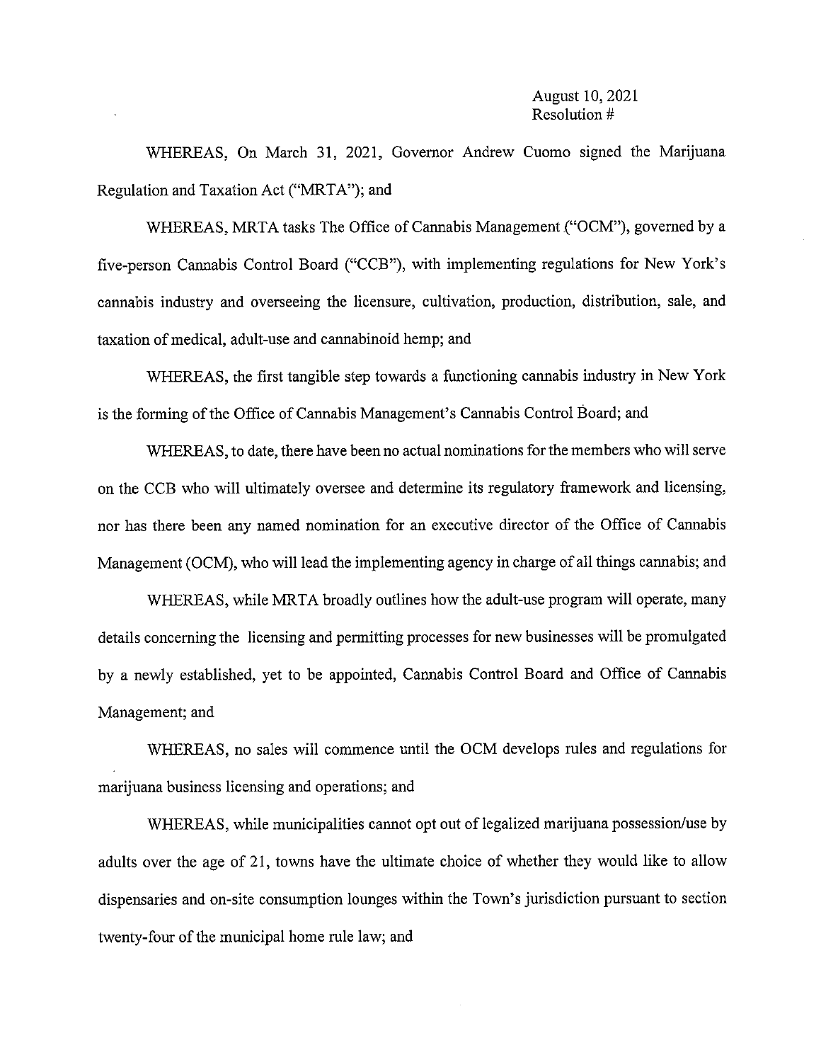August 10, 2021
Resolution #

WHEREAS, On March 31, 2021, Governor Andrew Cuomo signed the Marijuana Regulation and Taxation Act ("MRTA"); and

WHEREAS, MRTA tasks The Office of Cannabis Management ("OCM"), governed by a five-person Cannabis Control Board ("CCB"), with implementing regulations for New York's cannabis industry and overseeing the licensure, cultivation, production, distribution, sale, and taxation of medical, adult-use and cannabinoid hemp; and

WHEREAS, the first tangible step towards a functioning cannabis industry in New York is the forming of the Office of Cannabis Management's Cannabis Control Board; and

WHEREAS, to date, there have been no actual nominations for the members who will serve on the CCB who will ultimately oversee and determine its regulatory framework and licensing, nor has there been any named nomination for an executive director of the Office of Cannabis Management (OCM), who will lead the implementing agency in charge of all things cannabis; and

WHEREAS, while MRTA broadly outlines how the adult-use program will operate, many details concerning the licensing and permitting processes for new businesses will be promulgated by a newly established, yet to be appointed, Cannabis Control Board and Office of Cannabis Management; and

WHEREAS, no sales will commence until the OCM develops rules and regulations for marijuana business licensing and operations; and

WHEREAS, while municipalities cannot opt out of legalized marijuana possession/use by adults over the age of 21, towns have the ultimate choice of whether they would like to allow dispensaries and on-site consumption lounges within the Town's jurisdiction pursuant to section twenty-four of the municipal home rule law; and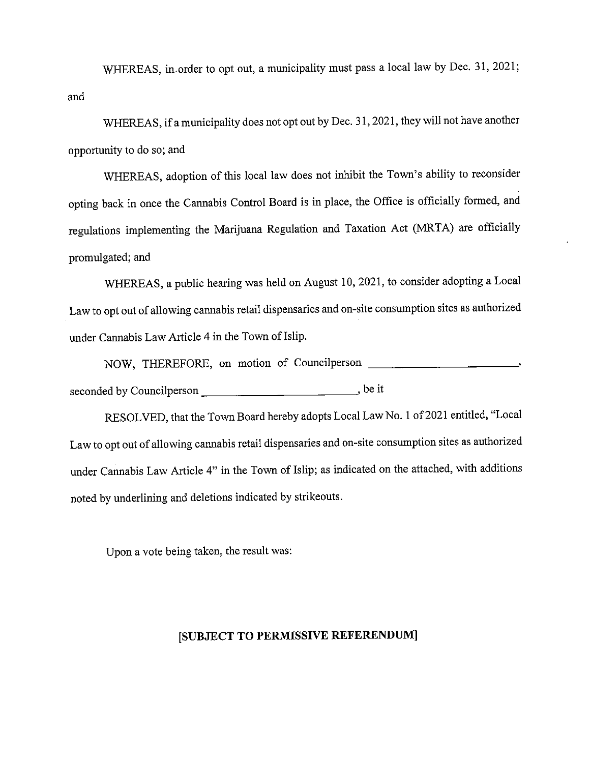WHEREAS, in order to opt out, a municipality must pass a local law by Dec. 31, 2021; and

WHEREAS, if a municipality does not opt out by Dec. 31, 2021, they will not have another opportunity to do so; and

WHEREAS, adoption of this local law does not inhibit the Town's ability to reconsider opting back in once the Cannabis Control Board is in place, the Office is officially formed, and regulations implementing the Marijuana Regulation and Taxation Act (MRTA) are officially promulgated; and

WHEREAS, a public hearing was held on August 10, 2021, to consider adopting a Local Law to opt out of allowing cannabis retail dispensaries and on-site consumption sites as authorized under Cannabis Law Article 4 in the Town of Islip.

NOW, THEREFORE, on motion of Councilperson ____________________________, seconded by Councilperson ____________________________, be it

RESOLVED, that the Town Board hereby adopts Local Law No. 1 of 2021 entitled, "Local Law to opt out of allowing cannabis retail dispensaries and on-site consumption sites as authorized under Cannabis Law Article 4" in the Town of Islip; as indicated on the attached, with additions noted by underlining and deletions indicated by strikeouts.

Upon a vote being taken, the result was:

**[SUBJECT TO PERMISSIVE REFERENDUM]**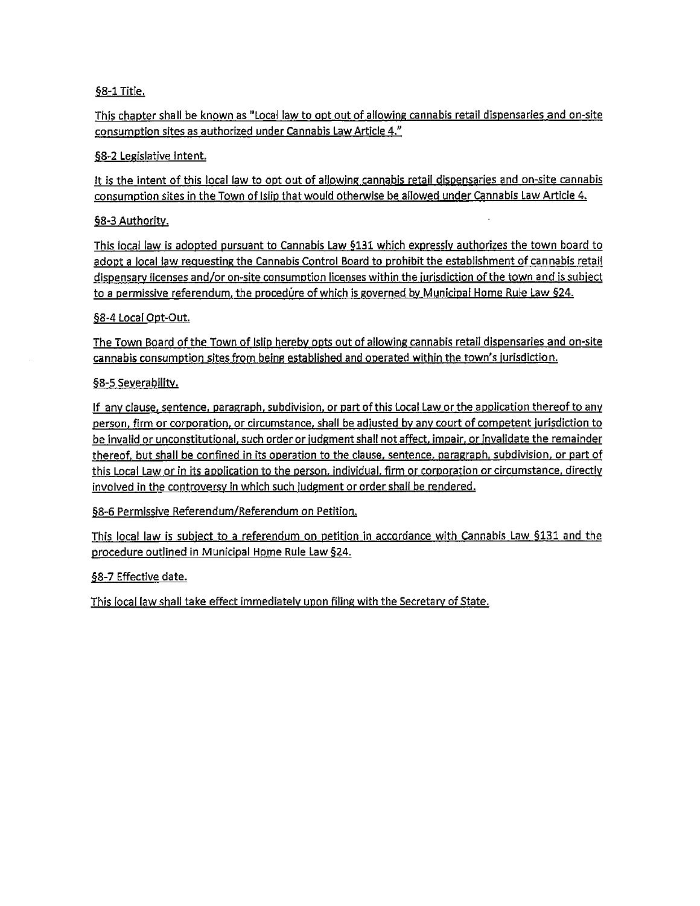§8-1 Title.

This chapter shall be known as "Local law to opt out of allowing cannabis retail dispensaries and on-site consumption sites as authorized under Cannabis Law Article 4."

§8-2 Legislative Intent.

It is the intent of this local law to opt out of allowing cannabis retail dispensaries and on-site cannabis consumption sites in the Town of Islip that would otherwise be allowed under Cannabis Law Article 4.

§8-3 Authority.

This local law is adopted pursuant to Cannabis Law §131 which expressly authorizes the town board to adopt a local law requesting the Cannabis Control Board to prohibit the establishment of cannabis retail dispensary licenses and/or on-site consumption licenses within the jurisdiction of the town and is subject to a permissive referendum, the procedure of which is governed by Municipal Home Rule Law §24.

§8-4 Local Opt-Out.

The Town Board of the Town of Islip hereby opts out of allowing cannabis retail dispensaries and on-site cannabis consumption sites from being established and operated within the town's jurisdiction.

§8-5 Severability.

If any clause, sentence, paragraph, subdivision, or part of this Local Law or the application thereof to any person, firm or corporation, or circumstance, shall be adjusted by any court of competent jurisdiction to be invalid or unconstitutional, such order or judgment shall not affect, impair, or invalidate the remainder thereof, but shall be confined in its operation to the clause, sentence, paragraph, subdivision, or part of this Local Law or in its application to the person, individual, firm or corporation or circumstance, directly involved in the controversy in which such judgment or order shall be rendered.

§8-6 Permissive Referendum/Referendum on Petition.

This local law is subject to a referendum on petition in accordance with Cannabis Law §131 and the procedure outlined in Municipal Home Rule Law §24.

§8-7 Effective date.

This local law shall take effect immediately upon filing with the Secretary of State.